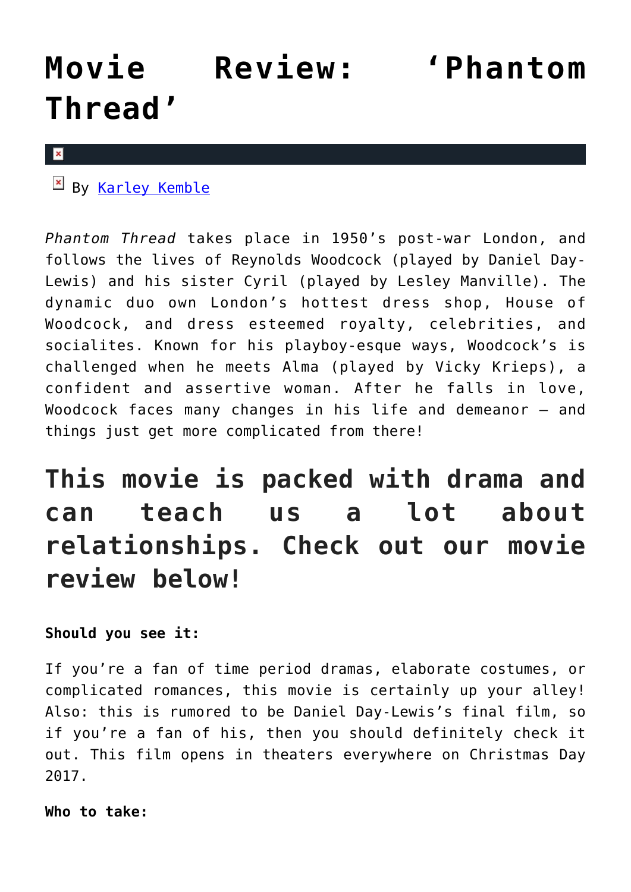# Movie Review: 'Phantom Thread'

By [Karley Kemble]

*Phantom Thread* takes place in 1950's post-war London, and follows the lives of Reynolds Woodcock (played by Daniel Day-Lewis) and his sister Cyril (played by Lesley Manville). The dynamic duo own London's hottest dress shop, House of Woodcock, and dress esteemed royalty, celebrities, and socialites. Known for his playboy-esque ways, Woodcock's is challenged when he meets Alma (played by Vicky Krieps), a confident and assertive woman. After he falls in love, Woodcock faces many changes in his life and demeanor – and things just get more complicated from there!

## This movie is packed with drama and can teach us a lot about relationships. Check out our movie review below!

**Should you see it:**

If you're a fan of time period dramas, elaborate costumes, or complicated romances, this movie is certainly up your alley! Also: this is rumored to be Daniel Day-Lewis's final film, so if you're a fan of his, then you should definitely check it out. This film opens in theaters everywhere on Christmas Day 2017.

**Who to take:**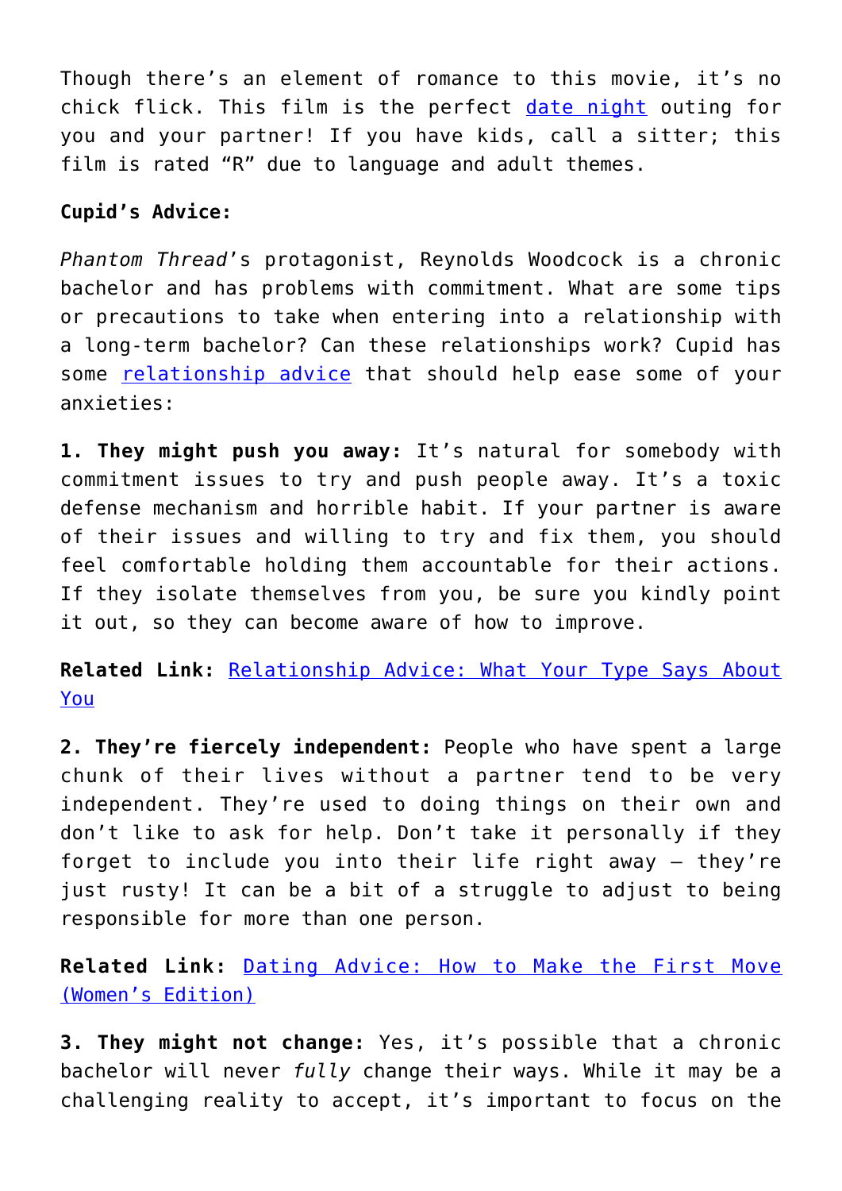Though there's an element of romance to this movie, it's no chick flick. This film is the perfect date night outing for you and your partner! If you have kids, call a sitter; this film is rated "R" due to language and adult themes.

**Cupid's Advice:**

*Phantom Thread*'s protagonist, Reynolds Woodcock is a chronic bachelor and has problems with commitment. What are some tips or precautions to take when entering into a relationship with a long-term bachelor? Can these relationships work? Cupid has some relationship advice that should help ease some of your anxieties:

**1. They might push you away:** It's natural for somebody with commitment issues to try and push people away. It's a toxic defense mechanism and horrible habit. If your partner is aware of their issues and willing to try and fix them, you should feel comfortable holding them accountable for their actions. If they isolate themselves from you, be sure you kindly point it out, so they can become aware of how to improve.

**Related Link:** Relationship Advice: What Your Type Says About You

**2. They're fiercely independent:** People who have spent a large chunk of their lives without a partner tend to be very independent. They're used to doing things on their own and don't like to ask for help. Don't take it personally if they forget to include you into their life right away — they're just rusty! It can be a bit of a struggle to adjust to being responsible for more than one person.

**Related Link:** Dating Advice: How to Make the First Move (Women's Edition)

**3. They might not change:** Yes, it's possible that a chronic bachelor will never *fully* change their ways. While it may be a challenging reality to accept, it's important to focus on the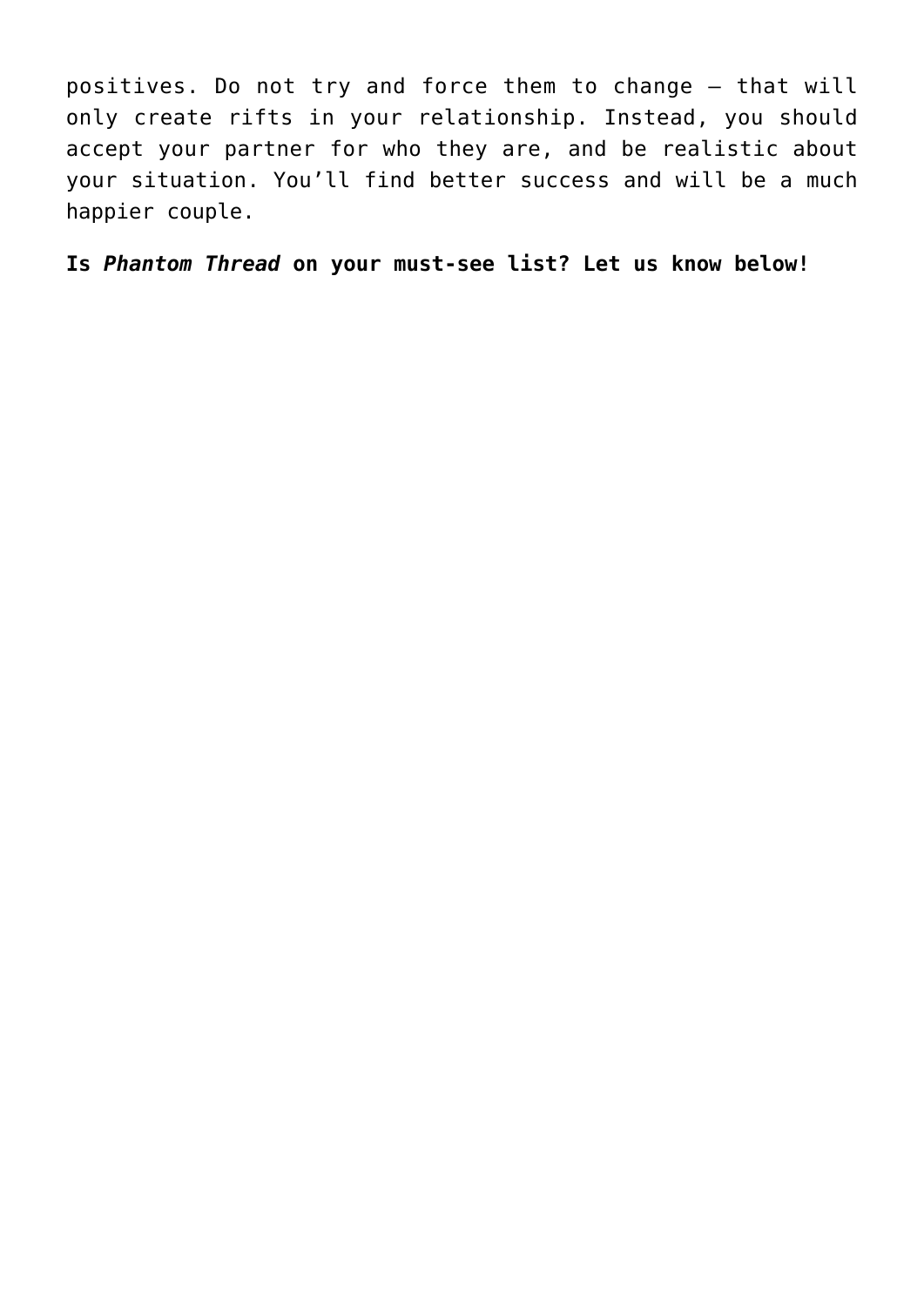positives. Do not try and force them to change – that will only create rifts in your relationship. Instead, you should accept your partner for who they are, and be realistic about your situation. You'll find better success and will be a much happier couple.

**Is *Phantom Thread* on your must-see list? Let us know below!**